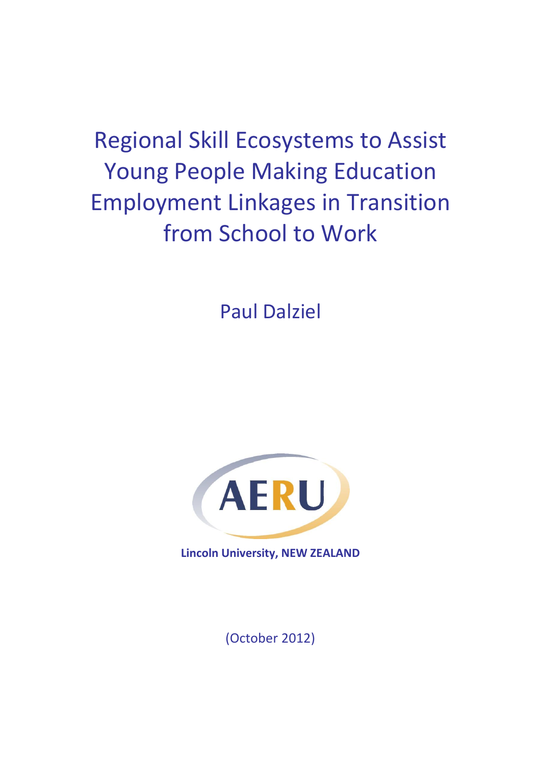# Regional Skill Ecosystems to Assist Young People Making Education Employment Linkages in Transition from School to Work

Paul Dalziel

AERU

**Lincoln University, NEW ZEALAND**

(October 2012)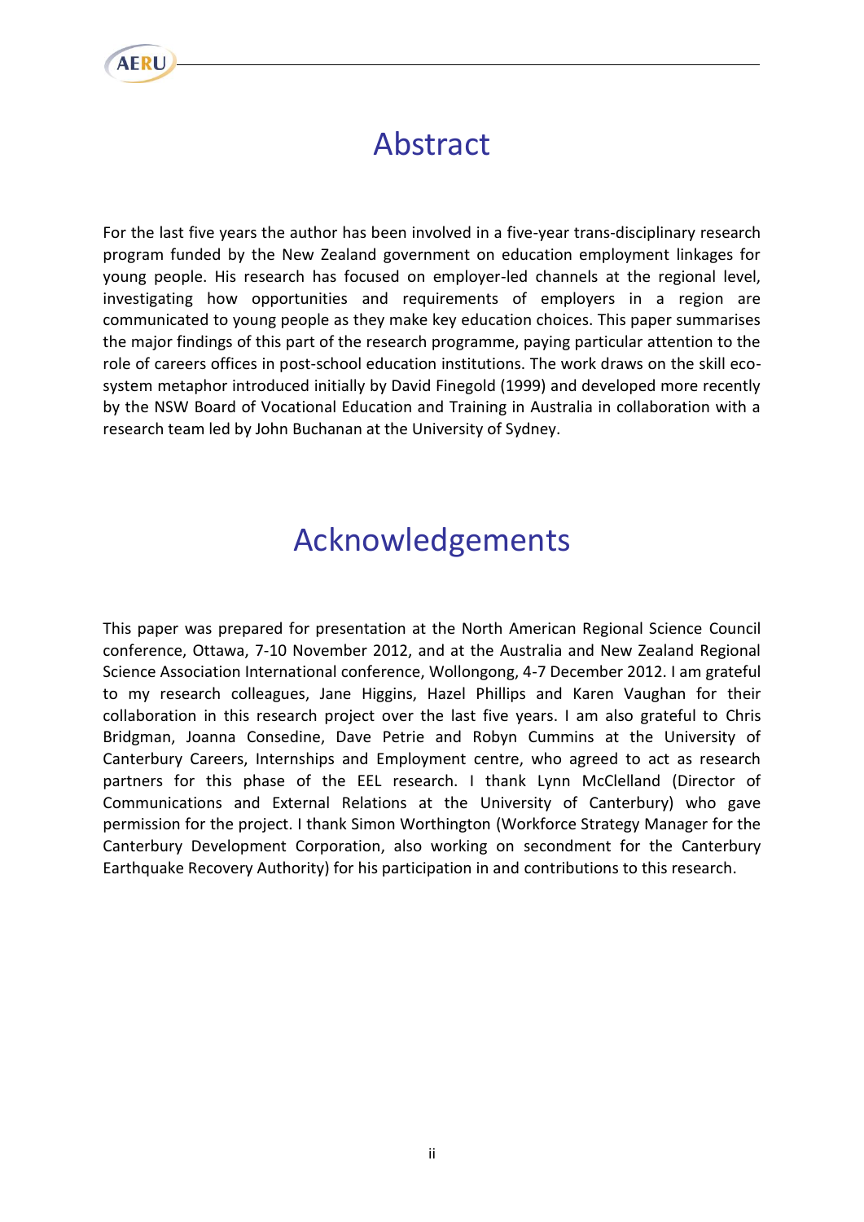# Abstract

For the last five years the author has been involved in a five-year trans-disciplinary research program funded by the New Zealand government on education employment linkages for young people. His research has focused on employer-led channels at the regional level, investigating how opportunities and requirements of employers in a region are communicated to young people as they make key education choices. This paper summarises the major findings of this part of the research programme, paying particular attention to the role of careers offices in post-school education institutions. The work draws on the skill eco-system metaphor introduced initially by David Finegold (1999) and developed more recently by the NSW Board of Vocational Education and Training in Australia in collaboration with a research team led by John Buchanan at the University of Sydney.

# Acknowledgements

This paper was prepared for presentation at the North American Regional Science Council conference, Ottawa, 7-10 November 2012, and at the Australia and New Zealand Regional Science Association International conference, Wollongong, 4-7 December 2012. I am grateful to my research colleagues, Jane Higgins, Hazel Phillips and Karen Vaughan for their collaboration in this research project over the last five years. I am also grateful to Chris Bridgman, Joanna Consedine, Dave Petrie and Robyn Cummins at the University of Canterbury Careers, Internships and Employment centre, who agreed to act as research partners for this phase of the EEL research. I thank Lynn McClelland (Director of Communications and External Relations at the University of Canterbury) who gave permission for the project. I thank Simon Worthington (Workforce Strategy Manager for the Canterbury Development Corporation, also working on secondment for the Canterbury Earthquake Recovery Authority) for his participation in and contributions to this research.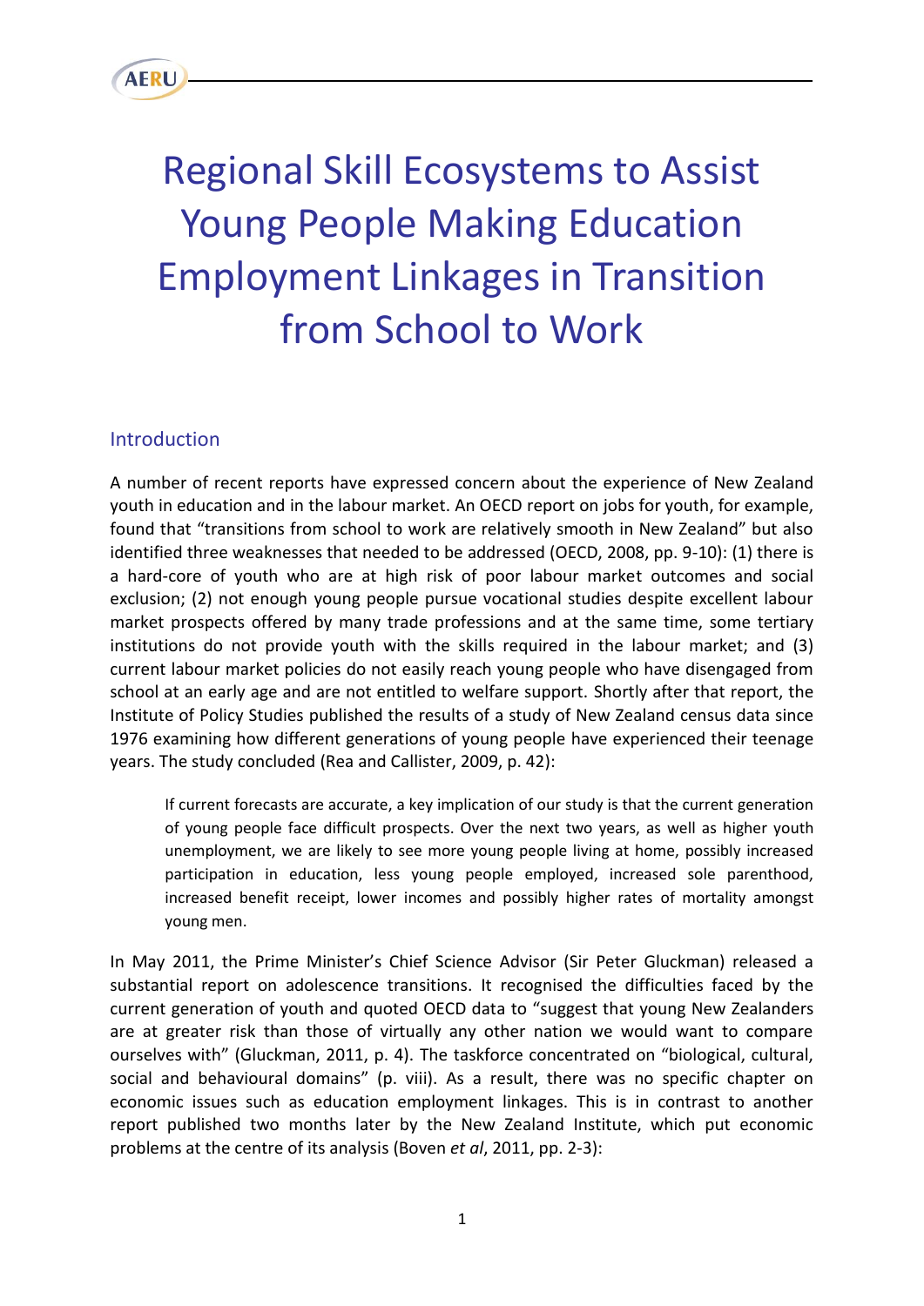# Regional Skill Ecosystems to Assist Young People Making Education Employment Linkages in Transition from School to Work

## Introduction

A number of recent reports have expressed concern about the experience of New Zealand youth in education and in the labour market. An OECD report on jobs for youth, for example, found that "transitions from school to work are relatively smooth in New Zealand" but also identified three weaknesses that needed to be addressed (OECD, 2008, pp. 9-10): (1) there is a hard-core of youth who are at high risk of poor labour market outcomes and social exclusion; (2) not enough young people pursue vocational studies despite excellent labour market prospects offered by many trade professions and at the same time, some tertiary institutions do not provide youth with the skills required in the labour market; and (3) current labour market policies do not easily reach young people who have disengaged from school at an early age and are not entitled to welfare support. Shortly after that report, the Institute of Policy Studies published the results of a study of New Zealand census data since 1976 examining how different generations of young people have experienced their teenage years. The study concluded (Rea and Callister, 2009, p. 42):

> If current forecasts are accurate, a key implication of our study is that the current generation of young people face difficult prospects. Over the next two years, as well as higher youth unemployment, we are likely to see more young people living at home, possibly increased participation in education, less young people employed, increased sole parenthood, increased benefit receipt, lower incomes and possibly higher rates of mortality amongst young men.

In May 2011, the Prime Minister's Chief Science Advisor (Sir Peter Gluckman) released a substantial report on adolescence transitions. It recognised the difficulties faced by the current generation of youth and quoted OECD data to "suggest that young New Zealanders are at greater risk than those of virtually any other nation we would want to compare ourselves with" (Gluckman, 2011, p. 4). The taskforce concentrated on "biological, cultural, social and behavioural domains" (p. viii). As a result, there was no specific chapter on economic issues such as education employment linkages. This is in contrast to another report published two months later by the New Zealand Institute, which put economic problems at the centre of its analysis (Boven *et al*, 2011, pp. 2-3):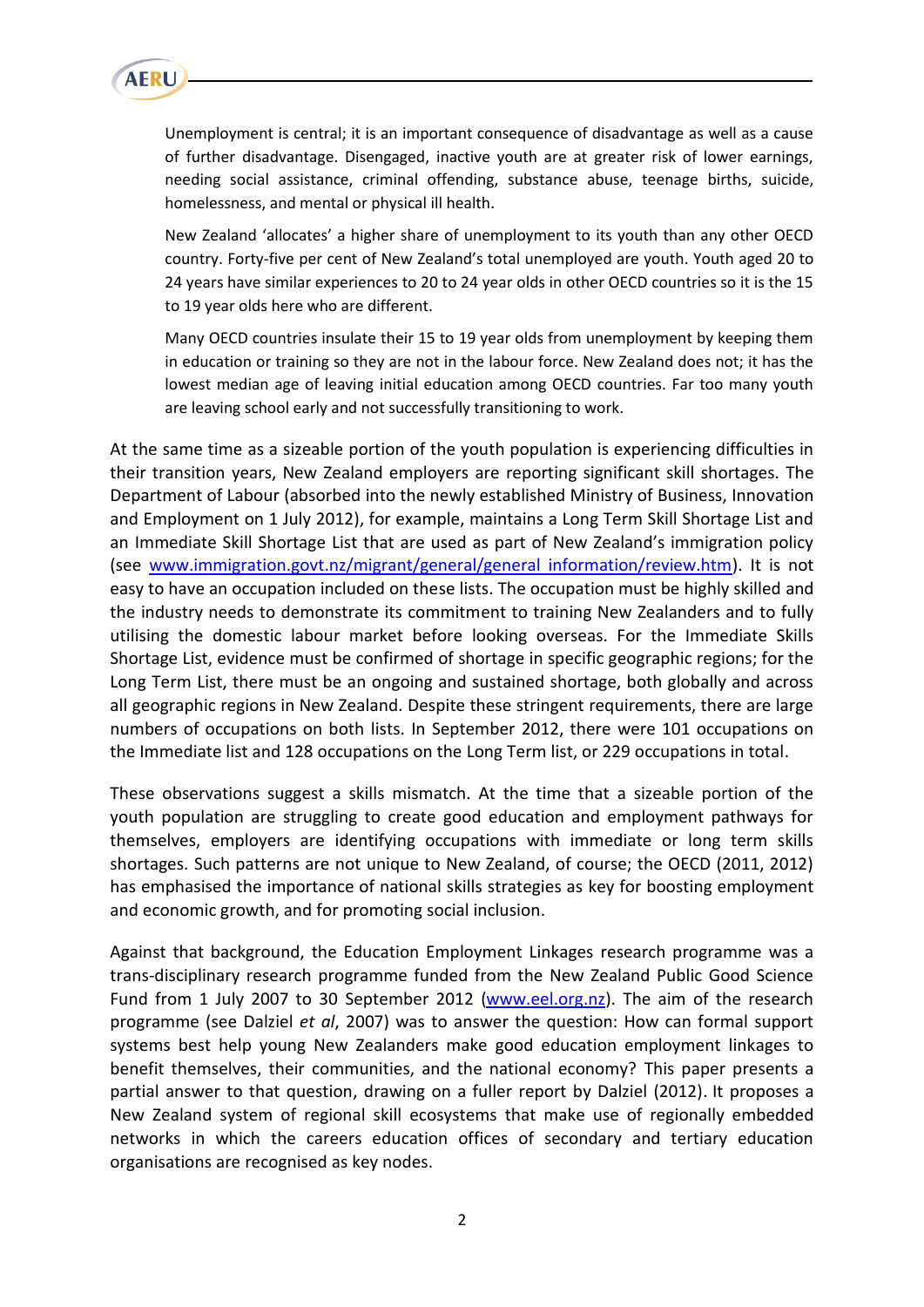> Unemployment is central; it is an important consequence of disadvantage as well as a cause of further disadvantage. Disengaged, inactive youth are at greater risk of lower earnings, needing social assistance, criminal offending, substance abuse, teenage births, suicide, homelessness, and mental or physical ill health.
>
> New Zealand 'allocates' a higher share of unemployment to its youth than any other OECD country. Forty-five per cent of New Zealand's total unemployed are youth. Youth aged 20 to 24 years have similar experiences to 20 to 24 year olds in other OECD countries so it is the 15 to 19 year olds here who are different.
>
> Many OECD countries insulate their 15 to 19 year olds from unemployment by keeping them in education or training so they are not in the labour force. New Zealand does not; it has the lowest median age of leaving initial education among OECD countries. Far too many youth are leaving school early and not successfully transitioning to work.

At the same time as a sizeable portion of the youth population is experiencing difficulties in their transition years, New Zealand employers are reporting significant skill shortages. The Department of Labour (absorbed into the newly established Ministry of Business, Innovation and Employment on 1 July 2012), for example, maintains a Long Term Skill Shortage List and an Immediate Skill Shortage List that are used as part of New Zealand's immigration policy (see www.immigration.govt.nz/migrant/general/general_information/review.htm). It is not easy to have an occupation included on these lists. The occupation must be highly skilled and the industry needs to demonstrate its commitment to training New Zealanders and to fully utilising the domestic labour market before looking overseas. For the Immediate Skills Shortage List, evidence must be confirmed of shortage in specific geographic regions; for the Long Term List, there must be an ongoing and sustained shortage, both globally and across all geographic regions in New Zealand. Despite these stringent requirements, there are large numbers of occupations on both lists. In September 2012, there were 101 occupations on the Immediate list and 128 occupations on the Long Term list, or 229 occupations in total.

These observations suggest a skills mismatch. At the time that a sizeable portion of the youth population are struggling to create good education and employment pathways for themselves, employers are identifying occupations with immediate or long term skills shortages. Such patterns are not unique to New Zealand, of course; the OECD (2011, 2012) has emphasised the importance of national skills strategies as key for boosting employment and economic growth, and for promoting social inclusion.

Against that background, the Education Employment Linkages research programme was a trans-disciplinary research programme funded from the New Zealand Public Good Science Fund from 1 July 2007 to 30 September 2012 (www.eel.org.nz). The aim of the research programme (see Dalziel *et al*, 2007) was to answer the question: How can formal support systems best help young New Zealanders make good education employment linkages to benefit themselves, their communities, and the national economy? This paper presents a partial answer to that question, drawing on a fuller report by Dalziel (2012). It proposes a New Zealand system of regional skill ecosystems that make use of regionally embedded networks in which the careers education offices of secondary and tertiary education organisations are recognised as key nodes.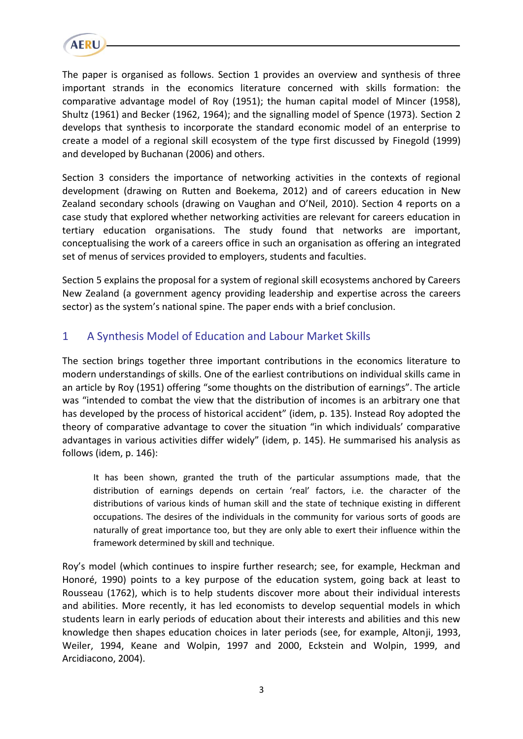The paper is organised as follows. Section 1 provides an overview and synthesis of three important strands in the economics literature concerned with skills formation: the comparative advantage model of Roy (1951); the human capital model of Mincer (1958), Shultz (1961) and Becker (1962, 1964); and the signalling model of Spence (1973). Section 2 develops that synthesis to incorporate the standard economic model of an enterprise to create a model of a regional skill ecosystem of the type first discussed by Finegold (1999) and developed by Buchanan (2006) and others.

Section 3 considers the importance of networking activities in the contexts of regional development (drawing on Rutten and Boekema, 2012) and of careers education in New Zealand secondary schools (drawing on Vaughan and O'Neil, 2010). Section 4 reports on a case study that explored whether networking activities are relevant for careers education in tertiary education organisations. The study found that networks are important, conceptualising the work of a careers office in such an organisation as offering an integrated set of menus of services provided to employers, students and faculties.

Section 5 explains the proposal for a system of regional skill ecosystems anchored by Careers New Zealand (a government agency providing leadership and expertise across the careers sector) as the system's national spine. The paper ends with a brief conclusion.

## 1 A Synthesis Model of Education and Labour Market Skills

The section brings together three important contributions in the economics literature to modern understandings of skills. One of the earliest contributions on individual skills came in an article by Roy (1951) offering "some thoughts on the distribution of earnings". The article was "intended to combat the view that the distribution of incomes is an arbitrary one that has developed by the process of historical accident" (idem, p. 135). Instead Roy adopted the theory of comparative advantage to cover the situation "in which individuals' comparative advantages in various activities differ widely" (idem, p. 145). He summarised his analysis as follows (idem, p. 146):

> It has been shown, granted the truth of the particular assumptions made, that the distribution of earnings depends on certain 'real' factors, i.e. the character of the distributions of various kinds of human skill and the state of technique existing in different occupations. The desires of the individuals in the community for various sorts of goods are naturally of great importance too, but they are only able to exert their influence within the framework determined by skill and technique.

Roy's model (which continues to inspire further research; see, for example, Heckman and Honoré, 1990) points to a key purpose of the education system, going back at least to Rousseau (1762), which is to help students discover more about their individual interests and abilities. More recently, it has led economists to develop sequential models in which students learn in early periods of education about their interests and abilities and this new knowledge then shapes education choices in later periods (see, for example, Altonji, 1993, Weiler, 1994, Keane and Wolpin, 1997 and 2000, Eckstein and Wolpin, 1999, and Arcidiacono, 2004).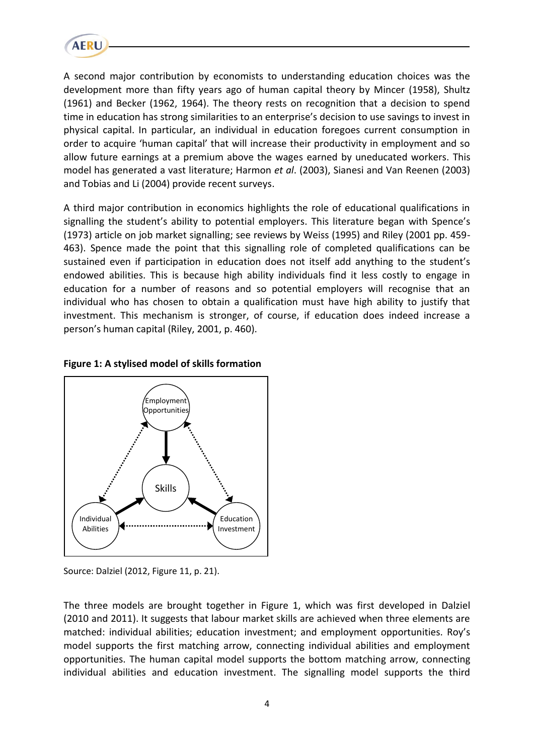A second major contribution by economists to understanding education choices was the development more than fifty years ago of human capital theory by Mincer (1958), Shultz (1961) and Becker (1962, 1964). The theory rests on recognition that a decision to spend time in education has strong similarities to an enterprise's decision to use savings to invest in physical capital. In particular, an individual in education foregoes current consumption in order to acquire 'human capital' that will increase their productivity in employment and so allow future earnings at a premium above the wages earned by uneducated workers. This model has generated a vast literature; Harmon *et al*. (2003), Sianesi and Van Reenen (2003) and Tobias and Li (2004) provide recent surveys.

A third major contribution in economics highlights the role of educational qualifications in signalling the student's ability to potential employers. This literature began with Spence's (1973) article on job market signalling; see reviews by Weiss (1995) and Riley (2001 pp. 459-463). Spence made the point that this signalling role of completed qualifications can be sustained even if participation in education does not itself add anything to the student's endowed abilities. This is because high ability individuals find it less costly to engage in education for a number of reasons and so potential employers will recognise that an individual who has chosen to obtain a qualification must have high ability to justify that investment. This mechanism is stronger, of course, if education does indeed increase a person's human capital (Riley, 2001, p. 460).

**Figure 1: A stylised model of skills formation**

Source: Dalziel (2012, Figure 11, p. 21).

The three models are brought together in Figure 1, which was first developed in Dalziel (2010 and 2011). It suggests that labour market skills are achieved when three elements are matched: individual abilities; education investment; and employment opportunities. Roy's model supports the first matching arrow, connecting individual abilities and employment opportunities. The human capital model supports the bottom matching arrow, connecting individual abilities and education investment. The signalling model supports the third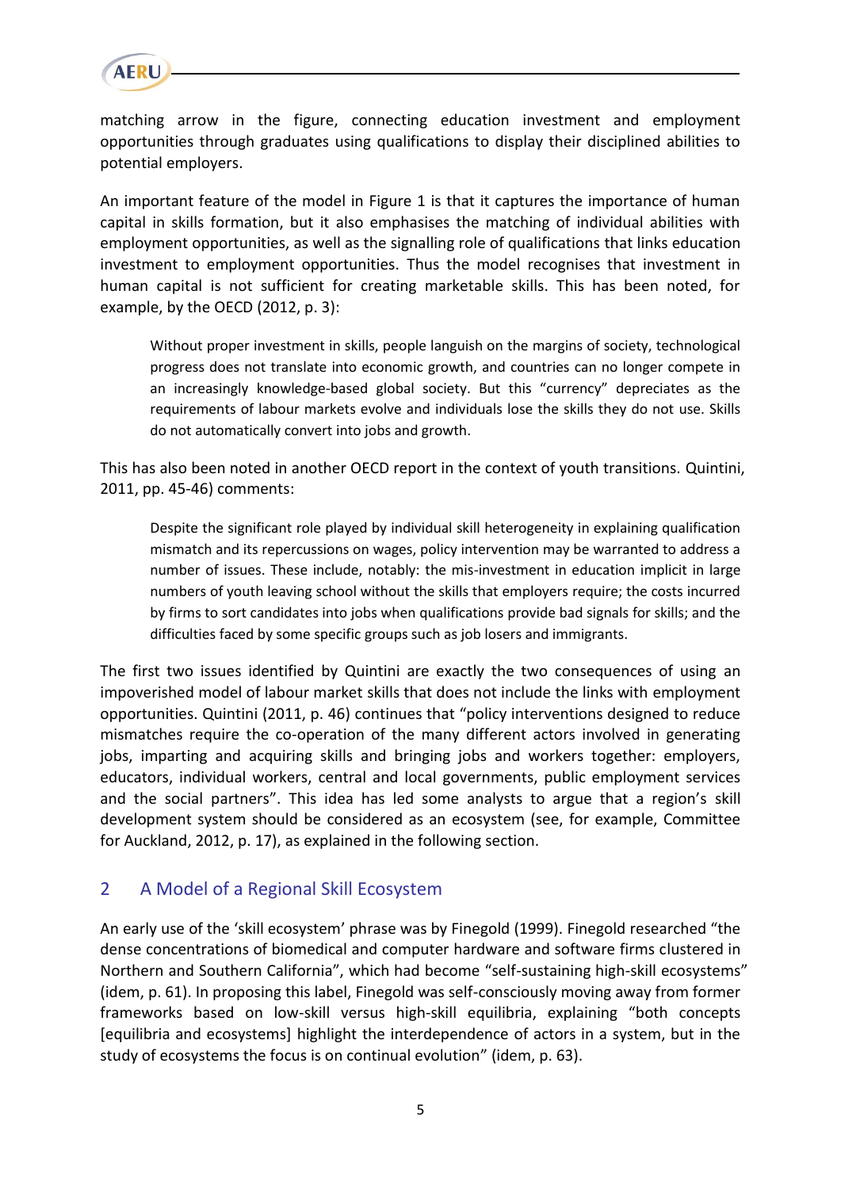matching arrow in the figure, connecting education investment and employment opportunities through graduates using qualifications to display their disciplined abilities to potential employers.

An important feature of the model in Figure 1 is that it captures the importance of human capital in skills formation, but it also emphasises the matching of individual abilities with employment opportunities, as well as the signalling role of qualifications that links education investment to employment opportunities. Thus the model recognises that investment in human capital is not sufficient for creating marketable skills. This has been noted, for example, by the OECD (2012, p. 3):

> Without proper investment in skills, people languish on the margins of society, technological progress does not translate into economic growth, and countries can no longer compete in an increasingly knowledge-based global society. But this "currency" depreciates as the requirements of labour markets evolve and individuals lose the skills they do not use. Skills do not automatically convert into jobs and growth.

This has also been noted in another OECD report in the context of youth transitions. Quintini, 2011, pp. 45-46) comments:

> Despite the significant role played by individual skill heterogeneity in explaining qualification mismatch and its repercussions on wages, policy intervention may be warranted to address a number of issues. These include, notably: the mis-investment in education implicit in large numbers of youth leaving school without the skills that employers require; the costs incurred by firms to sort candidates into jobs when qualifications provide bad signals for skills; and the difficulties faced by some specific groups such as job losers and immigrants.

The first two issues identified by Quintini are exactly the two consequences of using an impoverished model of labour market skills that does not include the links with employment opportunities. Quintini (2011, p. 46) continues that "policy interventions designed to reduce mismatches require the co-operation of the many different actors involved in generating jobs, imparting and acquiring skills and bringing jobs and workers together: employers, educators, individual workers, central and local governments, public employment services and the social partners". This idea has led some analysts to argue that a region's skill development system should be considered as an ecosystem (see, for example, Committee for Auckland, 2012, p. 17), as explained in the following section.

## 2 A Model of a Regional Skill Ecosystem

An early use of the 'skill ecosystem' phrase was by Finegold (1999). Finegold researched "the dense concentrations of biomedical and computer hardware and software firms clustered in Northern and Southern California", which had become "self-sustaining high-skill ecosystems" (idem, p. 61). In proposing this label, Finegold was self-consciously moving away from former frameworks based on low-skill versus high-skill equilibria, explaining "both concepts [equilibria and ecosystems] highlight the interdependence of actors in a system, but in the study of ecosystems the focus is on continual evolution" (idem, p. 63).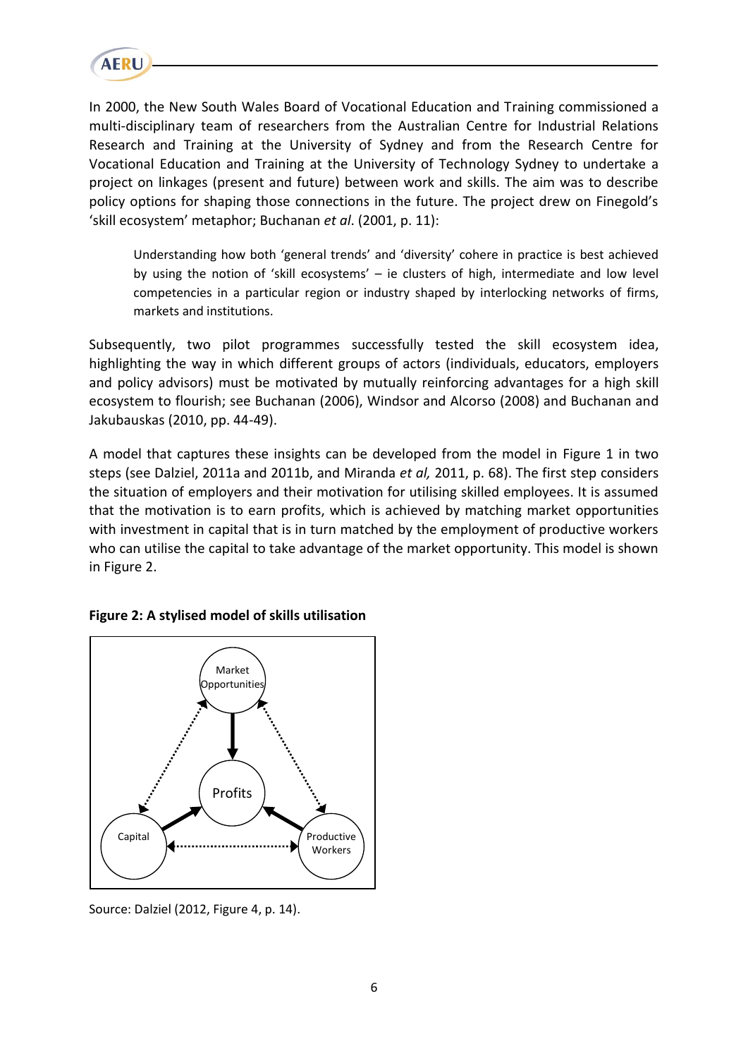In 2000, the New South Wales Board of Vocational Education and Training commissioned a multi-disciplinary team of researchers from the Australian Centre for Industrial Relations Research and Training at the University of Sydney and from the Research Centre for Vocational Education and Training at the University of Technology Sydney to undertake a project on linkages (present and future) between work and skills. The aim was to describe policy options for shaping those connections in the future. The project drew on Finegold's 'skill ecosystem' metaphor; Buchanan *et al*. (2001, p. 11):

> Understanding how both 'general trends' and 'diversity' cohere in practice is best achieved by using the notion of 'skill ecosystems' – ie clusters of high, intermediate and low level competencies in a particular region or industry shaped by interlocking networks of firms, markets and institutions.

Subsequently, two pilot programmes successfully tested the skill ecosystem idea, highlighting the way in which different groups of actors (individuals, educators, employers and policy advisors) must be motivated by mutually reinforcing advantages for a high skill ecosystem to flourish; see Buchanan (2006), Windsor and Alcorso (2008) and Buchanan and Jakubauskas (2010, pp. 44-49).

A model that captures these insights can be developed from the model in Figure 1 in two steps (see Dalziel, 2011a and 2011b, and Miranda *et al,* 2011, p. 68). The first step considers the situation of employers and their motivation for utilising skilled employees. It is assumed that the motivation is to earn profits, which is achieved by matching market opportunities with investment in capital that is in turn matched by the employment of productive workers who can utilise the capital to take advantage of the market opportunity. This model is shown in Figure 2.

**Figure 2: A stylised model of skills utilisation**

Market Opportunities

Profits

Capital

Productive Workers

Source: Dalziel (2012, Figure 4, p. 14).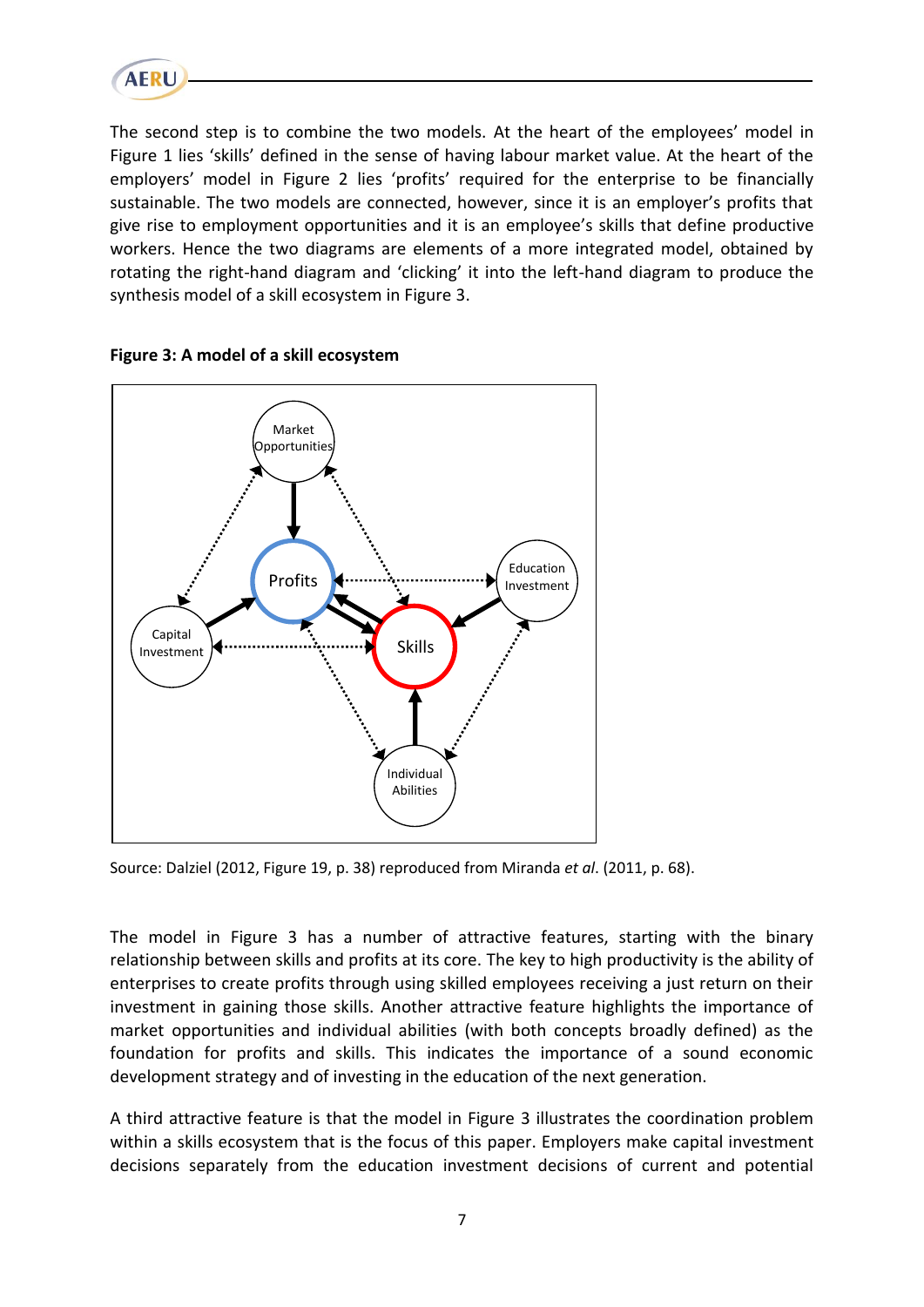The second step is to combine the two models. At the heart of the employees' model in Figure 1 lies 'skills' defined in the sense of having labour market value. At the heart of the employers' model in Figure 2 lies 'profits' required for the enterprise to be financially sustainable. The two models are connected, however, since it is an employer's profits that give rise to employment opportunities and it is an employee's skills that define productive workers. Hence the two diagrams are elements of a more integrated model, obtained by rotating the right-hand diagram and 'clicking' it into the left-hand diagram to produce the synthesis model of a skill ecosystem in Figure 3.

**Figure 3: A model of a skill ecosystem**

Market Opportunities

Profits

Education Investment

Capital Investment

Skills

Individual Abilities

Source: Dalziel (2012, Figure 19, p. 38) reproduced from Miranda *et al*. (2011, p. 68).

The model in Figure 3 has a number of attractive features, starting with the binary relationship between skills and profits at its core. The key to high productivity is the ability of enterprises to create profits through using skilled employees receiving a just return on their investment in gaining those skills. Another attractive feature highlights the importance of market opportunities and individual abilities (with both concepts broadly defined) as the foundation for profits and skills. This indicates the importance of a sound economic development strategy and of investing in the education of the next generation.

A third attractive feature is that the model in Figure 3 illustrates the coordination problem within a skills ecosystem that is the focus of this paper. Employers make capital investment decisions separately from the education investment decisions of current and potential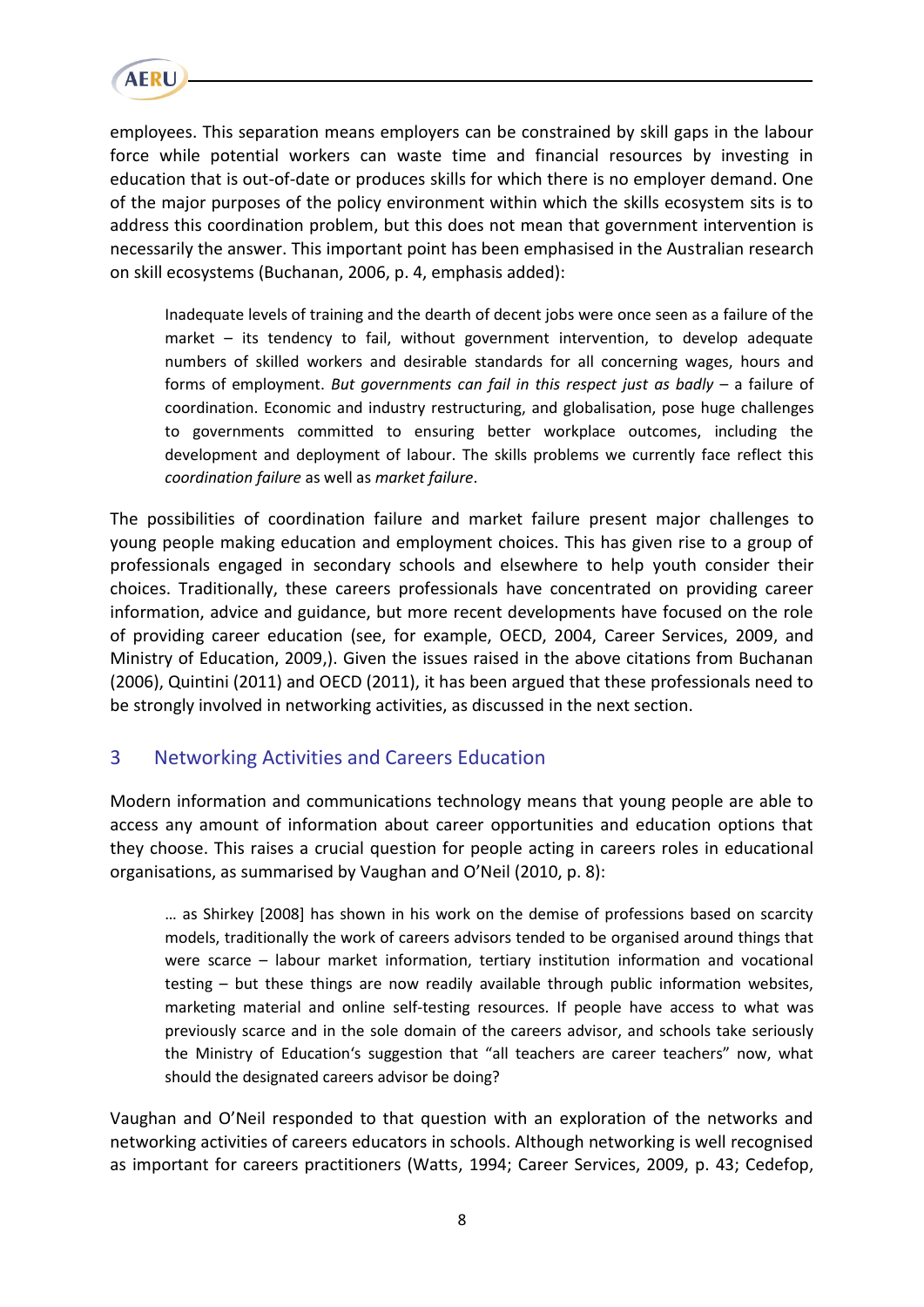employees. This separation means employers can be constrained by skill gaps in the labour force while potential workers can waste time and financial resources by investing in education that is out-of-date or produces skills for which there is no employer demand. One of the major purposes of the policy environment within which the skills ecosystem sits is to address this coordination problem, but this does not mean that government intervention is necessarily the answer. This important point has been emphasised in the Australian research on skill ecosystems (Buchanan, 2006, p. 4, emphasis added):

> Inadequate levels of training and the dearth of decent jobs were once seen as a failure of the market – its tendency to fail, without government intervention, to develop adequate numbers of skilled workers and desirable standards for all concerning wages, hours and forms of employment. *But governments can fail in this respect just as badly* – a failure of coordination. Economic and industry restructuring, and globalisation, pose huge challenges to governments committed to ensuring better workplace outcomes, including the development and deployment of labour. The skills problems we currently face reflect this *coordination failure* as well as *market failure*.

The possibilities of coordination failure and market failure present major challenges to young people making education and employment choices. This has given rise to a group of professionals engaged in secondary schools and elsewhere to help youth consider their choices. Traditionally, these careers professionals have concentrated on providing career information, advice and guidance, but more recent developments have focused on the role of providing career education (see, for example, OECD, 2004, Career Services, 2009, and Ministry of Education, 2009,). Given the issues raised in the above citations from Buchanan (2006), Quintini (2011) and OECD (2011), it has been argued that these professionals need to be strongly involved in networking activities, as discussed in the next section.

## 3 Networking Activities and Careers Education

Modern information and communications technology means that young people are able to access any amount of information about career opportunities and education options that they choose. This raises a crucial question for people acting in careers roles in educational organisations, as summarised by Vaughan and O'Neil (2010, p. 8):

> … as Shirkey [2008] has shown in his work on the demise of professions based on scarcity models, traditionally the work of careers advisors tended to be organised around things that were scarce – labour market information, tertiary institution information and vocational testing – but these things are now readily available through public information websites, marketing material and online self-testing resources. If people have access to what was previously scarce and in the sole domain of the careers advisor, and schools take seriously the Ministry of Education's suggestion that "all teachers are career teachers" now, what should the designated careers advisor be doing?

Vaughan and O'Neil responded to that question with an exploration of the networks and networking activities of careers educators in schools. Although networking is well recognised as important for careers practitioners (Watts, 1994; Career Services, 2009, p. 43; Cedefop,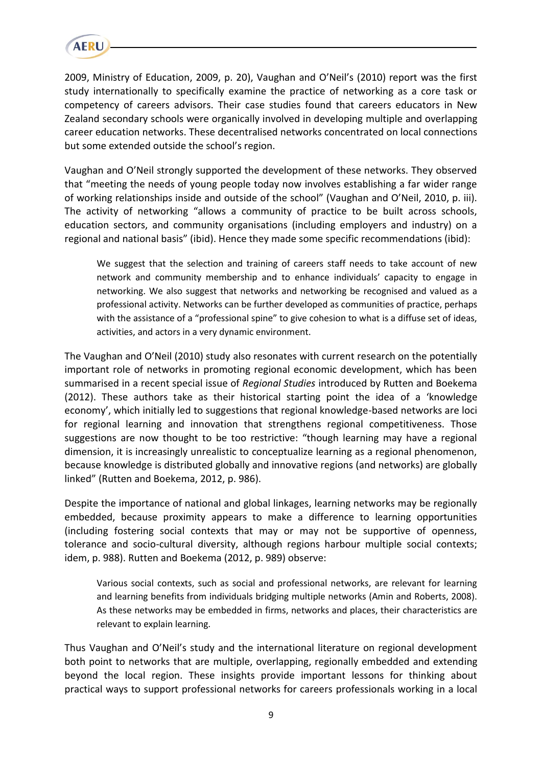2009, Ministry of Education, 2009, p. 20), Vaughan and O'Neil's (2010) report was the first study internationally to specifically examine the practice of networking as a core task or competency of careers advisors. Their case studies found that careers educators in New Zealand secondary schools were organically involved in developing multiple and overlapping career education networks. These decentralised networks concentrated on local connections but some extended outside the school's region.

Vaughan and O'Neil strongly supported the development of these networks. They observed that "meeting the needs of young people today now involves establishing a far wider range of working relationships inside and outside of the school" (Vaughan and O'Neil, 2010, p. iii). The activity of networking "allows a community of practice to be built across schools, education sectors, and community organisations (including employers and industry) on a regional and national basis" (ibid). Hence they made some specific recommendations (ibid):

> We suggest that the selection and training of careers staff needs to take account of new network and community membership and to enhance individuals' capacity to engage in networking. We also suggest that networks and networking be recognised and valued as a professional activity. Networks can be further developed as communities of practice, perhaps with the assistance of a "professional spine" to give cohesion to what is a diffuse set of ideas, activities, and actors in a very dynamic environment.

The Vaughan and O'Neil (2010) study also resonates with current research on the potentially important role of networks in promoting regional economic development, which has been summarised in a recent special issue of *Regional Studies* introduced by Rutten and Boekema (2012). These authors take as their historical starting point the idea of a 'knowledge economy', which initially led to suggestions that regional knowledge-based networks are loci for regional learning and innovation that strengthens regional competitiveness. Those suggestions are now thought to be too restrictive: "though learning may have a regional dimension, it is increasingly unrealistic to conceptualize learning as a regional phenomenon, because knowledge is distributed globally and innovative regions (and networks) are globally linked" (Rutten and Boekema, 2012, p. 986).

Despite the importance of national and global linkages, learning networks may be regionally embedded, because proximity appears to make a difference to learning opportunities (including fostering social contexts that may or may not be supportive of openness, tolerance and socio-cultural diversity, although regions harbour multiple social contexts; idem, p. 988). Rutten and Boekema (2012, p. 989) observe:

> Various social contexts, such as social and professional networks, are relevant for learning and learning benefits from individuals bridging multiple networks (Amin and Roberts, 2008). As these networks may be embedded in firms, networks and places, their characteristics are relevant to explain learning.

Thus Vaughan and O'Neil's study and the international literature on regional development both point to networks that are multiple, overlapping, regionally embedded and extending beyond the local region. These insights provide important lessons for thinking about practical ways to support professional networks for careers professionals working in a local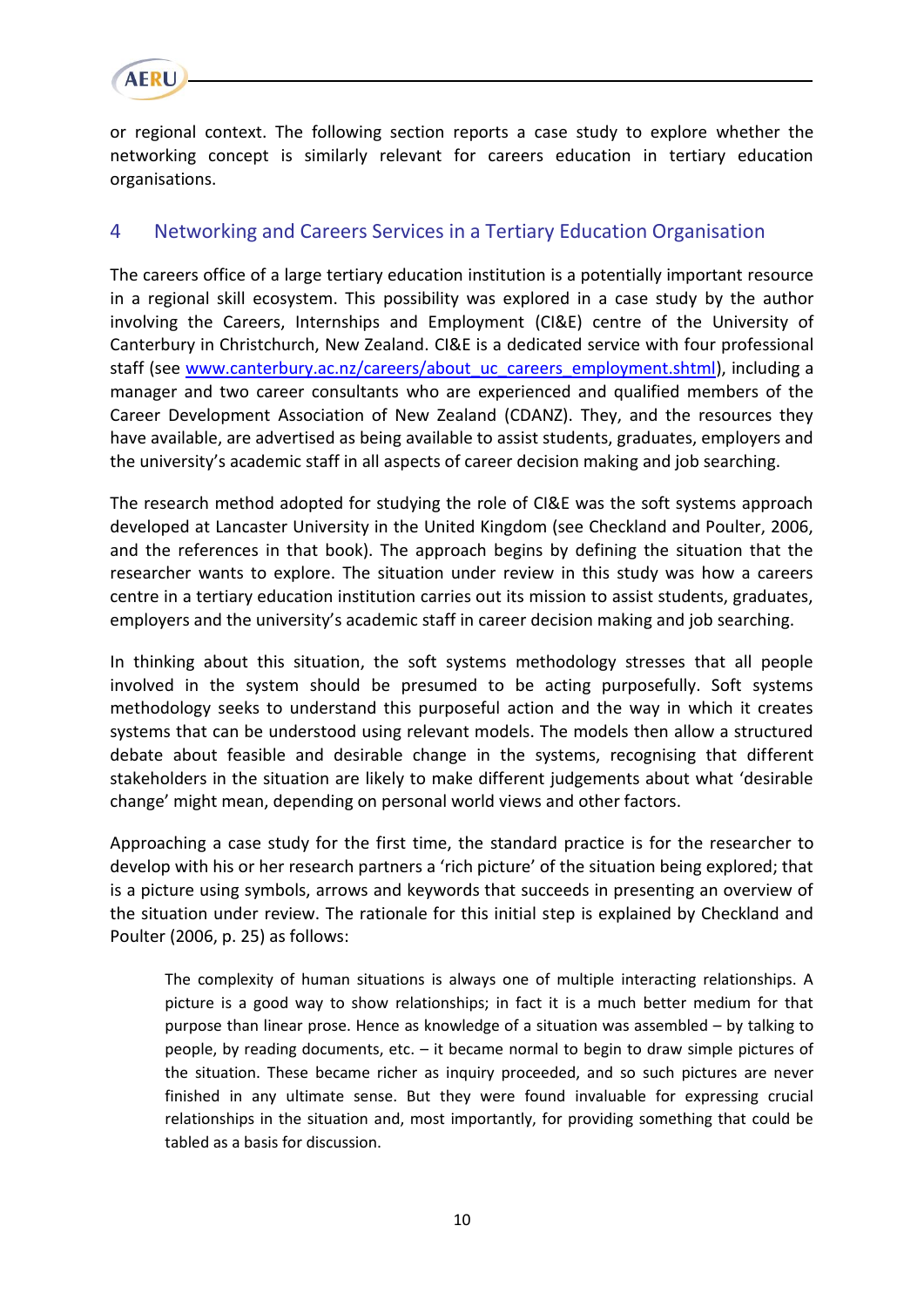or regional context. The following section reports a case study to explore whether the networking concept is similarly relevant for careers education in tertiary education organisations.

## 4 Networking and Careers Services in a Tertiary Education Organisation

The careers office of a large tertiary education institution is a potentially important resource in a regional skill ecosystem. This possibility was explored in a case study by the author involving the Careers, Internships and Employment (CI&E) centre of the University of Canterbury in Christchurch, New Zealand. CI&E is a dedicated service with four professional staff (see www.canterbury.ac.nz/careers/about_uc_careers_employment.shtml), including a manager and two career consultants who are experienced and qualified members of the Career Development Association of New Zealand (CDANZ). They, and the resources they have available, are advertised as being available to assist students, graduates, employers and the university's academic staff in all aspects of career decision making and job searching.

The research method adopted for studying the role of CI&E was the soft systems approach developed at Lancaster University in the United Kingdom (see Checkland and Poulter, 2006, and the references in that book). The approach begins by defining the situation that the researcher wants to explore. The situation under review in this study was how a careers centre in a tertiary education institution carries out its mission to assist students, graduates, employers and the university's academic staff in career decision making and job searching.

In thinking about this situation, the soft systems methodology stresses that all people involved in the system should be presumed to be acting purposefully. Soft systems methodology seeks to understand this purposeful action and the way in which it creates systems that can be understood using relevant models. The models then allow a structured debate about feasible and desirable change in the systems, recognising that different stakeholders in the situation are likely to make different judgements about what 'desirable change' might mean, depending on personal world views and other factors.

Approaching a case study for the first time, the standard practice is for the researcher to develop with his or her research partners a 'rich picture' of the situation being explored; that is a picture using symbols, arrows and keywords that succeeds in presenting an overview of the situation under review. The rationale for this initial step is explained by Checkland and Poulter (2006, p. 25) as follows:

> The complexity of human situations is always one of multiple interacting relationships. A picture is a good way to show relationships; in fact it is a much better medium for that purpose than linear prose. Hence as knowledge of a situation was assembled – by talking to people, by reading documents, etc. – it became normal to begin to draw simple pictures of the situation. These became richer as inquiry proceeded, and so such pictures are never finished in any ultimate sense. But they were found invaluable for expressing crucial relationships in the situation and, most importantly, for providing something that could be tabled as a basis for discussion.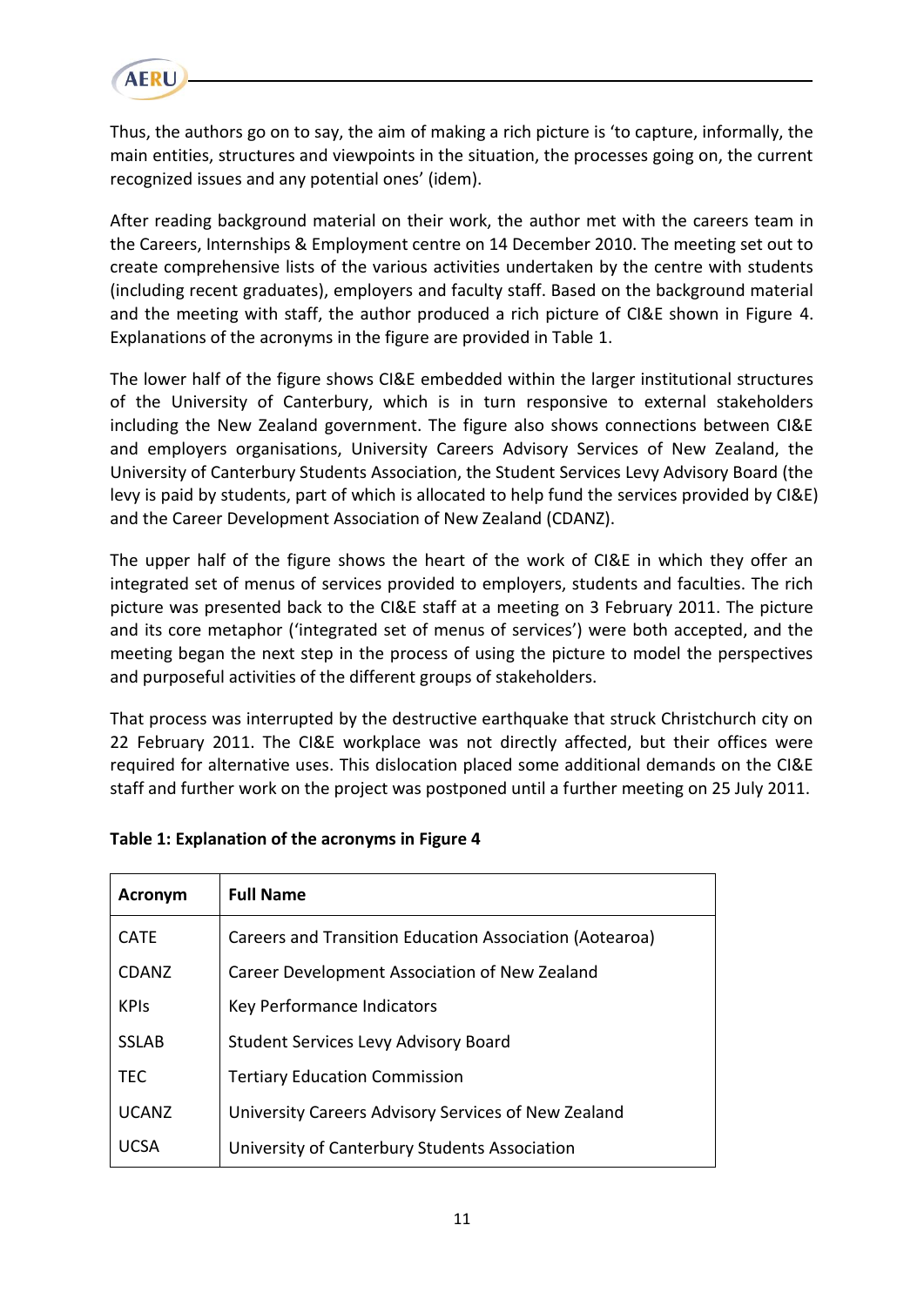Thus, the authors go on to say, the aim of making a rich picture is 'to capture, informally, the main entities, structures and viewpoints in the situation, the processes going on, the current recognized issues and any potential ones' (idem).

After reading background material on their work, the author met with the careers team in the Careers, Internships & Employment centre on 14 December 2010. The meeting set out to create comprehensive lists of the various activities undertaken by the centre with students (including recent graduates), employers and faculty staff. Based on the background material and the meeting with staff, the author produced a rich picture of CI&E shown in Figure 4. Explanations of the acronyms in the figure are provided in Table 1.

The lower half of the figure shows CI&E embedded within the larger institutional structures of the University of Canterbury, which is in turn responsive to external stakeholders including the New Zealand government. The figure also shows connections between CI&E and employers organisations, University Careers Advisory Services of New Zealand, the University of Canterbury Students Association, the Student Services Levy Advisory Board (the levy is paid by students, part of which is allocated to help fund the services provided by CI&E) and the Career Development Association of New Zealand (CDANZ).

The upper half of the figure shows the heart of the work of CI&E in which they offer an integrated set of menus of services provided to employers, students and faculties. The rich picture was presented back to the CI&E staff at a meeting on 3 February 2011. The picture and its core metaphor ('integrated set of menus of services') were both accepted, and the meeting began the next step in the process of using the picture to model the perspectives and purposeful activities of the different groups of stakeholders.

That process was interrupted by the destructive earthquake that struck Christchurch city on 22 February 2011. The CI&E workplace was not directly affected, but their offices were required for alternative uses. This dislocation placed some additional demands on the CI&E staff and further work on the project was postponed until a further meeting on 25 July 2011.

**Table 1: Explanation of the acronyms in Figure 4**

| Acronym | Full Name |
|---|---|
| CATE | Careers and Transition Education Association (Aotearoa) |
| CDANZ | Career Development Association of New Zealand |
| KPIs | Key Performance Indicators |
| SSLAB | Student Services Levy Advisory Board |
| TEC | Tertiary Education Commission |
| UCANZ | University Careers Advisory Services of New Zealand |
| UCSA | University of Canterbury Students Association |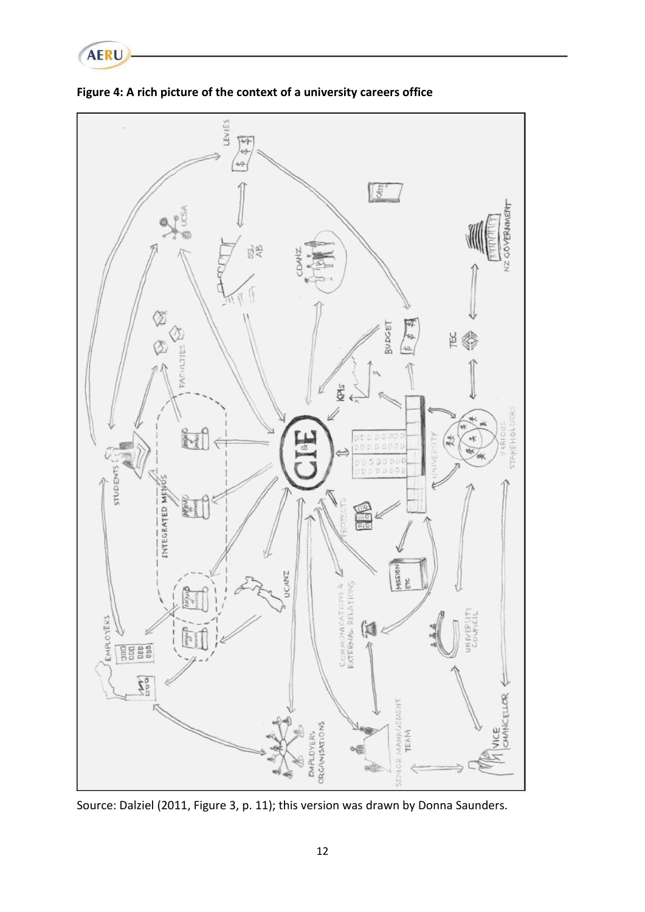**Figure 4: A rich picture of the context of a university careers office**

Source: Dalziel (2011, Figure 3, p. 11); this version was drawn by Donna Saunders.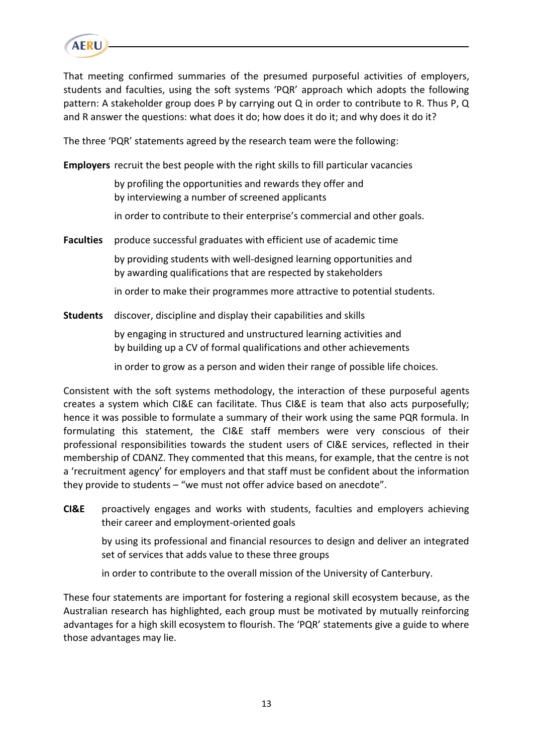That meeting confirmed summaries of the presumed purposeful activities of employers, students and faculties, using the soft systems 'PQR' approach which adopts the following pattern: A stakeholder group does P by carrying out Q in order to contribute to R. Thus P, Q and R answer the questions: what does it do; how does it do it; and why does it do it?

The three 'PQR' statements agreed by the research team were the following:

**Employers** recruit the best people with the right skills to fill particular vacancies

by profiling the opportunities and rewards they offer and
by interviewing a number of screened applicants

in order to contribute to their enterprise's commercial and other goals.

**Faculties** produce successful graduates with efficient use of academic time

by providing students with well-designed learning opportunities and
by awarding qualifications that are respected by stakeholders

in order to make their programmes more attractive to potential students.

**Students** discover, discipline and display their capabilities and skills

by engaging in structured and unstructured learning activities and
by building up a CV of formal qualifications and other achievements

in order to grow as a person and widen their range of possible life choices.

Consistent with the soft systems methodology, the interaction of these purposeful agents creates a system which CI&E can facilitate. Thus CI&E is team that also acts purposefully; hence it was possible to formulate a summary of their work using the same PQR formula. In formulating this statement, the CI&E staff members were very conscious of their professional responsibilities towards the student users of CI&E services, reflected in their membership of CDANZ. They commented that this means, for example, that the centre is not a 'recruitment agency' for employers and that staff must be confident about the information they provide to students – "we must not offer advice based on anecdote".

**CI&E** proactively engages and works with students, faculties and employers achieving their career and employment-oriented goals

by using its professional and financial resources to design and deliver an integrated set of services that adds value to these three groups

in order to contribute to the overall mission of the University of Canterbury.

These four statements are important for fostering a regional skill ecosystem because, as the Australian research has highlighted, each group must be motivated by mutually reinforcing advantages for a high skill ecosystem to flourish. The 'PQR' statements give a guide to where those advantages may lie.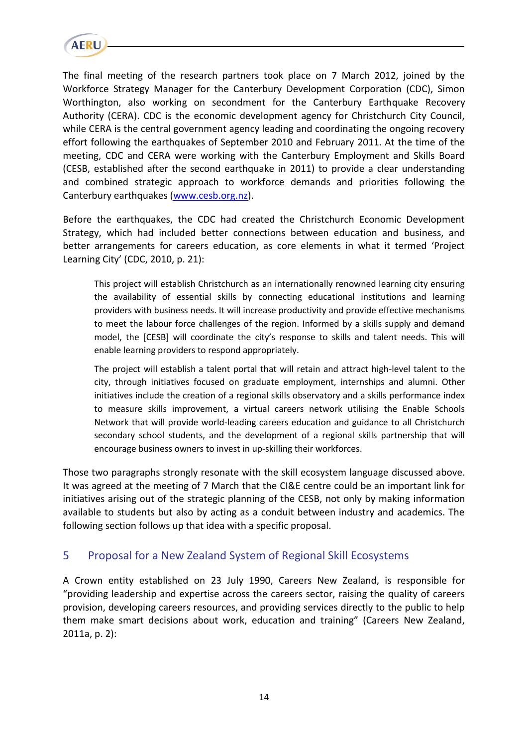The final meeting of the research partners took place on 7 March 2012, joined by the Workforce Strategy Manager for the Canterbury Development Corporation (CDC), Simon Worthington, also working on secondment for the Canterbury Earthquake Recovery Authority (CERA). CDC is the economic development agency for Christchurch City Council, while CERA is the central government agency leading and coordinating the ongoing recovery effort following the earthquakes of September 2010 and February 2011. At the time of the meeting, CDC and CERA were working with the Canterbury Employment and Skills Board (CESB, established after the second earthquake in 2011) to provide a clear understanding and combined strategic approach to workforce demands and priorities following the Canterbury earthquakes (www.cesb.org.nz).

Before the earthquakes, the CDC had created the Christchurch Economic Development Strategy, which had included better connections between education and business, and better arrangements for careers education, as core elements in what it termed 'Project Learning City' (CDC, 2010, p. 21):

> This project will establish Christchurch as an internationally renowned learning city ensuring the availability of essential skills by connecting educational institutions and learning providers with business needs. It will increase productivity and provide effective mechanisms to meet the labour force challenges of the region. Informed by a skills supply and demand model, the [CESB] will coordinate the city's response to skills and talent needs. This will enable learning providers to respond appropriately.
>
> The project will establish a talent portal that will retain and attract high-level talent to the city, through initiatives focused on graduate employment, internships and alumni. Other initiatives include the creation of a regional skills observatory and a skills performance index to measure skills improvement, a virtual careers network utilising the Enable Schools Network that will provide world-leading careers education and guidance to all Christchurch secondary school students, and the development of a regional skills partnership that will encourage business owners to invest in up-skilling their workforces.

Those two paragraphs strongly resonate with the skill ecosystem language discussed above. It was agreed at the meeting of 7 March that the CI&E centre could be an important link for initiatives arising out of the strategic planning of the CESB, not only by making information available to students but also by acting as a conduit between industry and academics. The following section follows up that idea with a specific proposal.

## 5 Proposal for a New Zealand System of Regional Skill Ecosystems

A Crown entity established on 23 July 1990, Careers New Zealand, is responsible for "providing leadership and expertise across the careers sector, raising the quality of careers provision, developing careers resources, and providing services directly to the public to help them make smart decisions about work, education and training" (Careers New Zealand, 2011a, p. 2):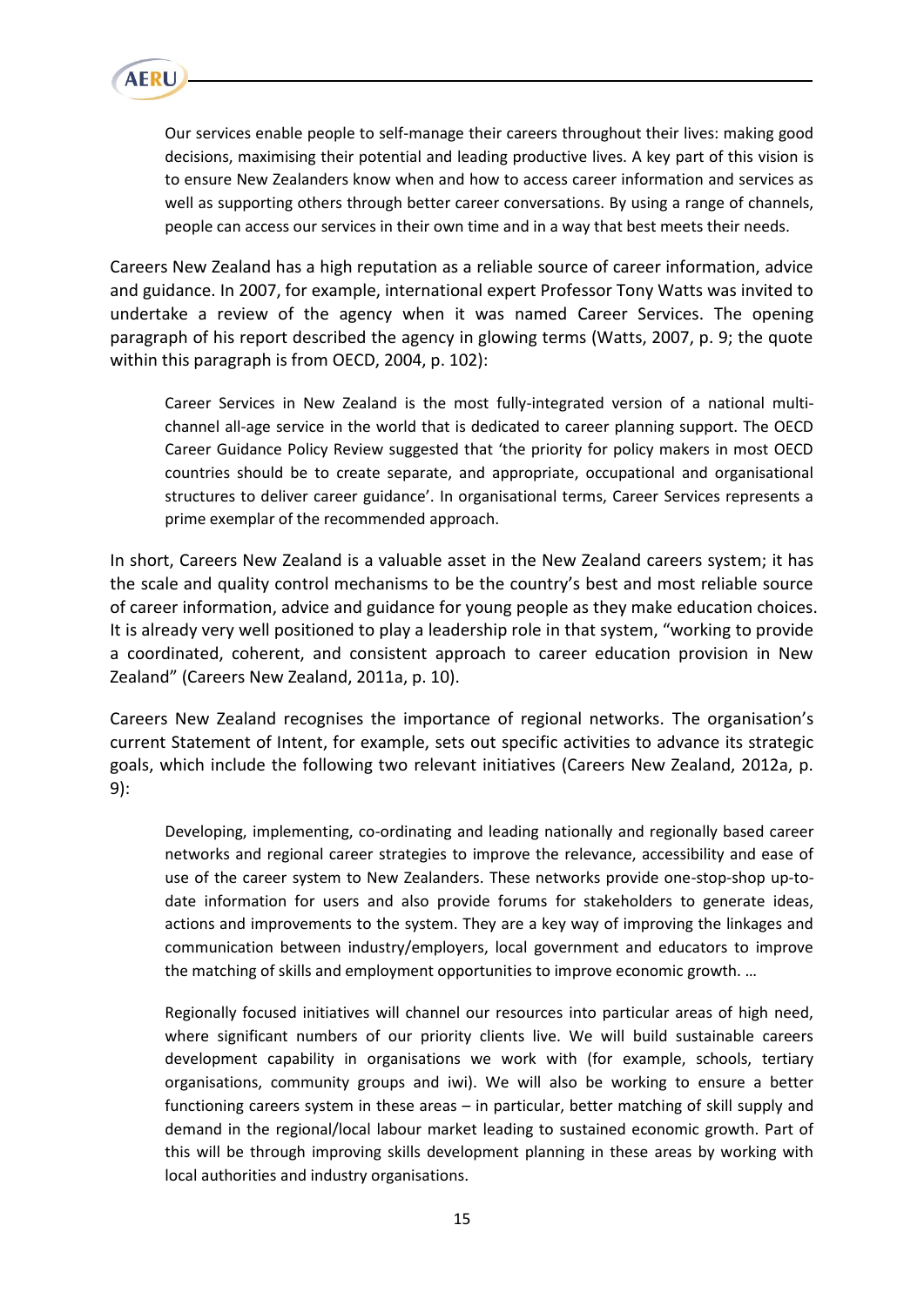> Our services enable people to self-manage their careers throughout their lives: making good decisions, maximising their potential and leading productive lives. A key part of this vision is to ensure New Zealanders know when and how to access career information and services as well as supporting others through better career conversations. By using a range of channels, people can access our services in their own time and in a way that best meets their needs.

Careers New Zealand has a high reputation as a reliable source of career information, advice and guidance. In 2007, for example, international expert Professor Tony Watts was invited to undertake a review of the agency when it was named Career Services. The opening paragraph of his report described the agency in glowing terms (Watts, 2007, p. 9; the quote within this paragraph is from OECD, 2004, p. 102):

> Career Services in New Zealand is the most fully-integrated version of a national multi-channel all-age service in the world that is dedicated to career planning support. The OECD Career Guidance Policy Review suggested that 'the priority for policy makers in most OECD countries should be to create separate, and appropriate, occupational and organisational structures to deliver career guidance'. In organisational terms, Career Services represents a prime exemplar of the recommended approach.

In short, Careers New Zealand is a valuable asset in the New Zealand careers system; it has the scale and quality control mechanisms to be the country's best and most reliable source of career information, advice and guidance for young people as they make education choices. It is already very well positioned to play a leadership role in that system, "working to provide a coordinated, coherent, and consistent approach to career education provision in New Zealand" (Careers New Zealand, 2011a, p. 10).

Careers New Zealand recognises the importance of regional networks. The organisation's current Statement of Intent, for example, sets out specific activities to advance its strategic goals, which include the following two relevant initiatives (Careers New Zealand, 2012a, p. 9):

> Developing, implementing, co-ordinating and leading nationally and regionally based career networks and regional career strategies to improve the relevance, accessibility and ease of use of the career system to New Zealanders. These networks provide one-stop-shop up-to-date information for users and also provide forums for stakeholders to generate ideas, actions and improvements to the system. They are a key way of improving the linkages and communication between industry/employers, local government and educators to improve the matching of skills and employment opportunities to improve economic growth. …
>
> Regionally focused initiatives will channel our resources into particular areas of high need, where significant numbers of our priority clients live. We will build sustainable careers development capability in organisations we work with (for example, schools, tertiary organisations, community groups and iwi). We will also be working to ensure a better functioning careers system in these areas – in particular, better matching of skill supply and demand in the regional/local labour market leading to sustained economic growth. Part of this will be through improving skills development planning in these areas by working with local authorities and industry organisations.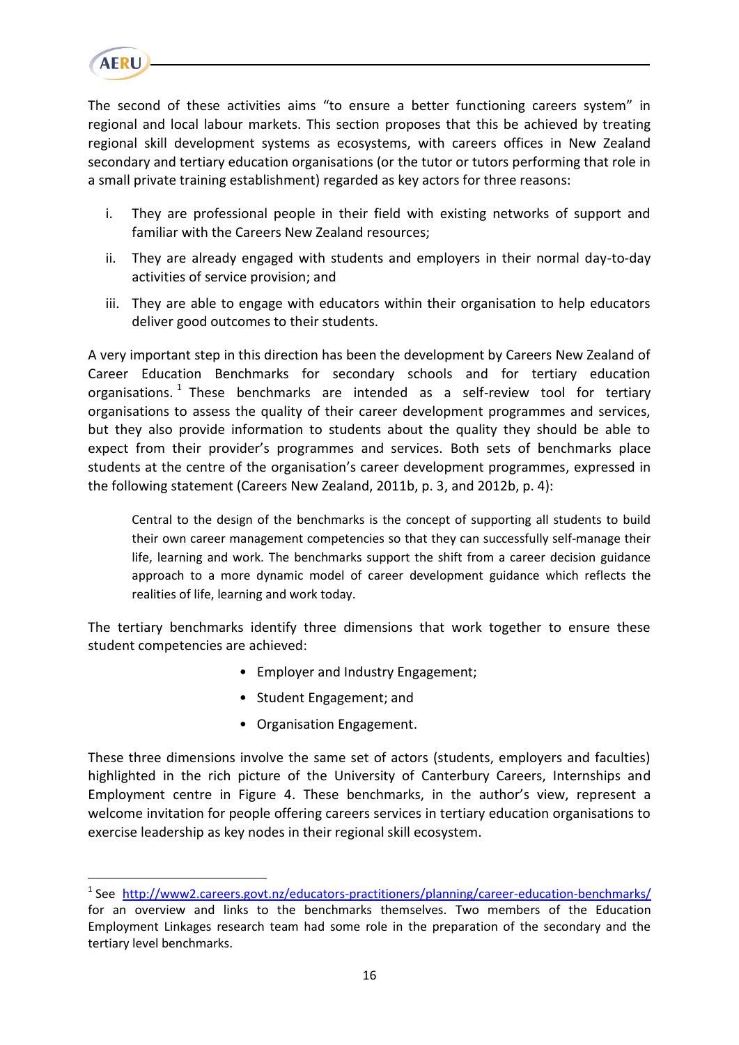The second of these activities aims "to ensure a better functioning careers system" in regional and local labour markets. This section proposes that this be achieved by treating regional skill development systems as ecosystems, with careers offices in New Zealand secondary and tertiary education organisations (or the tutor or tutors performing that role in a small private training establishment) regarded as key actors for three reasons:

i. They are professional people in their field with existing networks of support and familiar with the Careers New Zealand resources;

ii. They are already engaged with students and employers in their normal day-to-day activities of service provision; and

iii. They are able to engage with educators within their organisation to help educators deliver good outcomes to their students.

A very important step in this direction has been the development by Careers New Zealand of Career Education Benchmarks for secondary schools and for tertiary education organisations.[1] These benchmarks are intended as a self-review tool for tertiary organisations to assess the quality of their career development programmes and services, but they also provide information to students about the quality they should be able to expect from their provider's programmes and services. Both sets of benchmarks place students at the centre of the organisation's career development programmes, expressed in the following statement (Careers New Zealand, 2011b, p. 3, and 2012b, p. 4):

> Central to the design of the benchmarks is the concept of supporting all students to build their own career management competencies so that they can successfully self-manage their life, learning and work. The benchmarks support the shift from a career decision guidance approach to a more dynamic model of career development guidance which reflects the realities of life, learning and work today.

The tertiary benchmarks identify three dimensions that work together to ensure these student competencies are achieved:

- Employer and Industry Engagement;
- Student Engagement; and
- Organisation Engagement.

These three dimensions involve the same set of actors (students, employers and faculties) highlighted in the rich picture of the University of Canterbury Careers, Internships and Employment centre in Figure 4. These benchmarks, in the author's view, represent a welcome invitation for people offering careers services in tertiary education organisations to exercise leadership as key nodes in their regional skill ecosystem.

---

[1] See http://www2.careers.govt.nz/educators-practitioners/planning/career-education-benchmarks/ for an overview and links to the benchmarks themselves. Two members of the Education Employment Linkages research team had some role in the preparation of the secondary and the tertiary level benchmarks.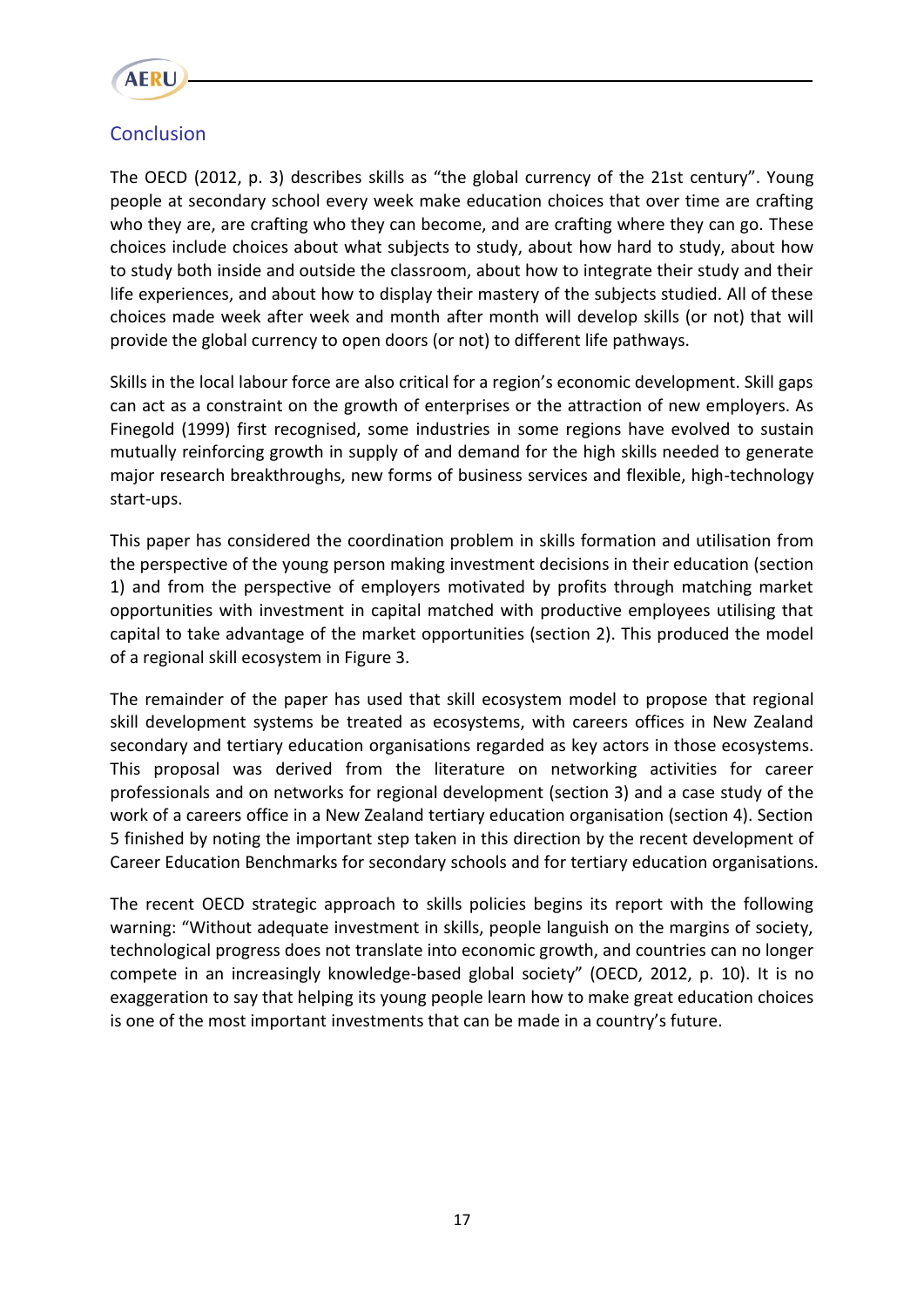## Conclusion

The OECD (2012, p. 3) describes skills as "the global currency of the 21st century". Young people at secondary school every week make education choices that over time are crafting who they are, are crafting who they can become, and are crafting where they can go. These choices include choices about what subjects to study, about how hard to study, about how to study both inside and outside the classroom, about how to integrate their study and their life experiences, and about how to display their mastery of the subjects studied. All of these choices made week after week and month after month will develop skills (or not) that will provide the global currency to open doors (or not) to different life pathways.

Skills in the local labour force are also critical for a region's economic development. Skill gaps can act as a constraint on the growth of enterprises or the attraction of new employers. As Finegold (1999) first recognised, some industries in some regions have evolved to sustain mutually reinforcing growth in supply of and demand for the high skills needed to generate major research breakthroughs, new forms of business services and flexible, high-technology start-ups.

This paper has considered the coordination problem in skills formation and utilisation from the perspective of the young person making investment decisions in their education (section 1) and from the perspective of employers motivated by profits through matching market opportunities with investment in capital matched with productive employees utilising that capital to take advantage of the market opportunities (section 2). This produced the model of a regional skill ecosystem in Figure 3.

The remainder of the paper has used that skill ecosystem model to propose that regional skill development systems be treated as ecosystems, with careers offices in New Zealand secondary and tertiary education organisations regarded as key actors in those ecosystems. This proposal was derived from the literature on networking activities for career professionals and on networks for regional development (section 3) and a case study of the work of a careers office in a New Zealand tertiary education organisation (section 4). Section 5 finished by noting the important step taken in this direction by the recent development of Career Education Benchmarks for secondary schools and for tertiary education organisations.

The recent OECD strategic approach to skills policies begins its report with the following warning: "Without adequate investment in skills, people languish on the margins of society, technological progress does not translate into economic growth, and countries can no longer compete in an increasingly knowledge-based global society" (OECD, 2012, p. 10). It is no exaggeration to say that helping its young people learn how to make great education choices is one of the most important investments that can be made in a country's future.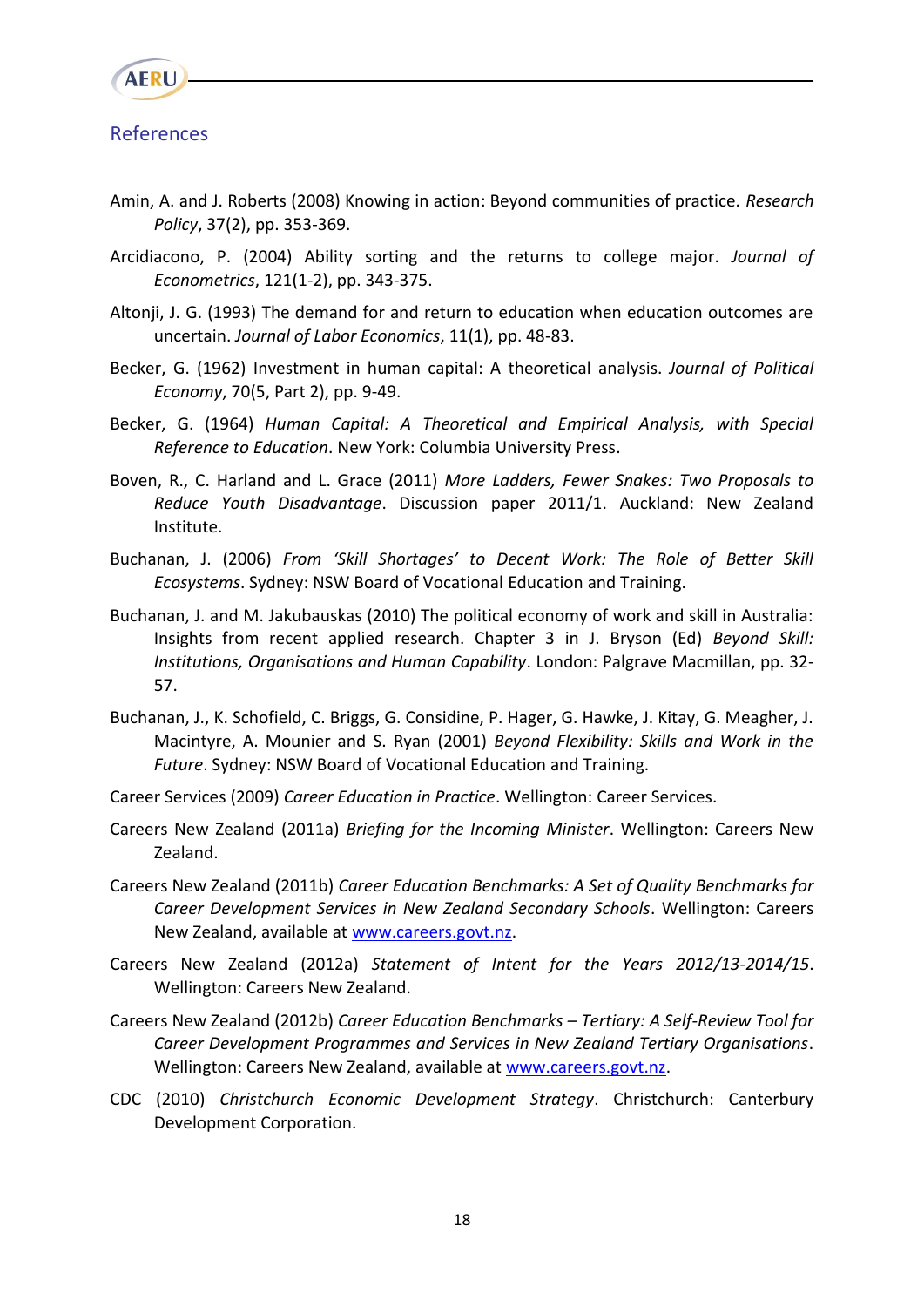## References

Amin, A. and J. Roberts (2008) Knowing in action: Beyond communities of practice. *Research Policy*, 37(2), pp. 353-369.

Arcidiacono, P. (2004) Ability sorting and the returns to college major. *Journal of Econometrics*, 121(1-2), pp. 343-375.

Altonji, J. G. (1993) The demand for and return to education when education outcomes are uncertain. *Journal of Labor Economics*, 11(1), pp. 48-83.

Becker, G. (1962) Investment in human capital: A theoretical analysis. *Journal of Political Economy*, 70(5, Part 2), pp. 9-49.

Becker, G. (1964) *Human Capital: A Theoretical and Empirical Analysis, with Special Reference to Education*. New York: Columbia University Press.

Boven, R., C. Harland and L. Grace (2011) *More Ladders, Fewer Snakes: Two Proposals to Reduce Youth Disadvantage*. Discussion paper 2011/1. Auckland: New Zealand Institute.

Buchanan, J. (2006) *From 'Skill Shortages' to Decent Work: The Role of Better Skill Ecosystems*. Sydney: NSW Board of Vocational Education and Training.

Buchanan, J. and M. Jakubauskas (2010) The political economy of work and skill in Australia: Insights from recent applied research. Chapter 3 in J. Bryson (Ed) *Beyond Skill: Institutions, Organisations and Human Capability*. London: Palgrave Macmillan, pp. 32-57.

Buchanan, J., K. Schofield, C. Briggs, G. Considine, P. Hager, G. Hawke, J. Kitay, G. Meagher, J. Macintyre, A. Mounier and S. Ryan (2001) *Beyond Flexibility: Skills and Work in the Future*. Sydney: NSW Board of Vocational Education and Training.

Career Services (2009) *Career Education in Practice*. Wellington: Career Services.

Careers New Zealand (2011a) *Briefing for the Incoming Minister*. Wellington: Careers New Zealand.

Careers New Zealand (2011b) *Career Education Benchmarks: A Set of Quality Benchmarks for Career Development Services in New Zealand Secondary Schools*. Wellington: Careers New Zealand, available at www.careers.govt.nz.

Careers New Zealand (2012a) *Statement of Intent for the Years 2012/13-2014/15*. Wellington: Careers New Zealand.

Careers New Zealand (2012b) *Career Education Benchmarks – Tertiary: A Self-Review Tool for Career Development Programmes and Services in New Zealand Tertiary Organisations*. Wellington: Careers New Zealand, available at www.careers.govt.nz.

CDC (2010) *Christchurch Economic Development Strategy*. Christchurch: Canterbury Development Corporation.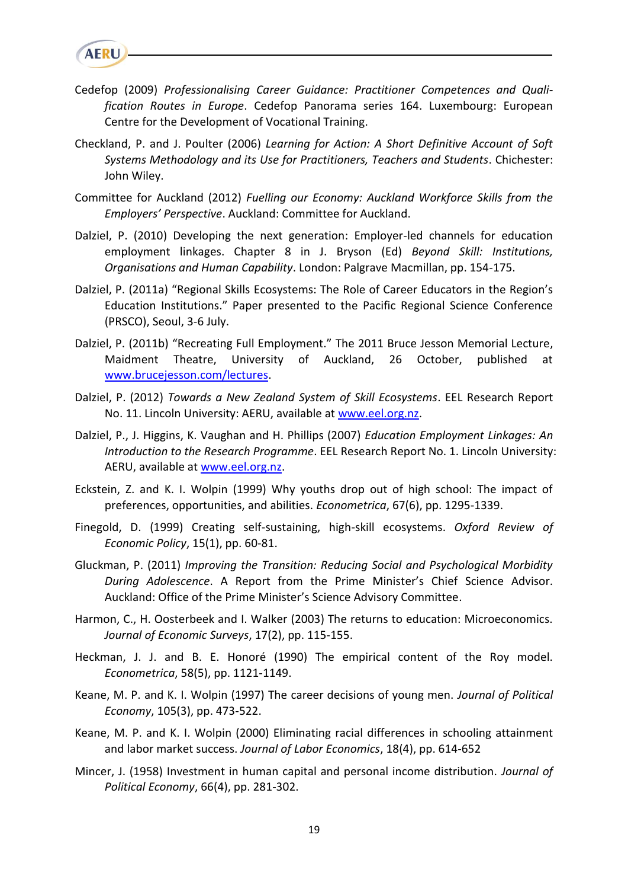Cedefop (2009) *Professionalising Career Guidance: Practitioner Competences and Qualification Routes in Europe*. Cedefop Panorama series 164. Luxembourg: European Centre for the Development of Vocational Training.

Checkland, P. and J. Poulter (2006) *Learning for Action: A Short Definitive Account of Soft Systems Methodology and its Use for Practitioners, Teachers and Students*. Chichester: John Wiley.

Committee for Auckland (2012) *Fuelling our Economy: Auckland Workforce Skills from the Employers' Perspective*. Auckland: Committee for Auckland.

Dalziel, P. (2010) Developing the next generation: Employer-led channels for education employment linkages. Chapter 8 in J. Bryson (Ed) *Beyond Skill: Institutions, Organisations and Human Capability*. London: Palgrave Macmillan, pp. 154-175.

Dalziel, P. (2011a) "Regional Skills Ecosystems: The Role of Career Educators in the Region's Education Institutions." Paper presented to the Pacific Regional Science Conference (PRSCO), Seoul, 3-6 July.

Dalziel, P. (2011b) "Recreating Full Employment." The 2011 Bruce Jesson Memorial Lecture, Maidment Theatre, University of Auckland, 26 October, published at www.brucejesson.com/lectures.

Dalziel, P. (2012) *Towards a New Zealand System of Skill Ecosystems*. EEL Research Report No. 11. Lincoln University: AERU, available at www.eel.org.nz.

Dalziel, P., J. Higgins, K. Vaughan and H. Phillips (2007) *Education Employment Linkages: An Introduction to the Research Programme*. EEL Research Report No. 1. Lincoln University: AERU, available at www.eel.org.nz.

Eckstein, Z. and K. I. Wolpin (1999) Why youths drop out of high school: The impact of preferences, opportunities, and abilities. *Econometrica*, 67(6), pp. 1295-1339.

Finegold, D. (1999) Creating self-sustaining, high-skill ecosystems. *Oxford Review of Economic Policy*, 15(1), pp. 60-81.

Gluckman, P. (2011) *Improving the Transition: Reducing Social and Psychological Morbidity During Adolescence*. A Report from the Prime Minister's Chief Science Advisor. Auckland: Office of the Prime Minister's Science Advisory Committee.

Harmon, C., H. Oosterbeek and I. Walker (2003) The returns to education: Microeconomics. *Journal of Economic Surveys*, 17(2), pp. 115-155.

Heckman, J. J. and B. E. Honoré (1990) The empirical content of the Roy model. *Econometrica*, 58(5), pp. 1121-1149.

Keane, M. P. and K. I. Wolpin (1997) The career decisions of young men. *Journal of Political Economy*, 105(3), pp. 473-522.

Keane, M. P. and K. I. Wolpin (2000) Eliminating racial differences in schooling attainment and labor market success. *Journal of Labor Economics*, 18(4), pp. 614-652

Mincer, J. (1958) Investment in human capital and personal income distribution. *Journal of Political Economy*, 66(4), pp. 281-302.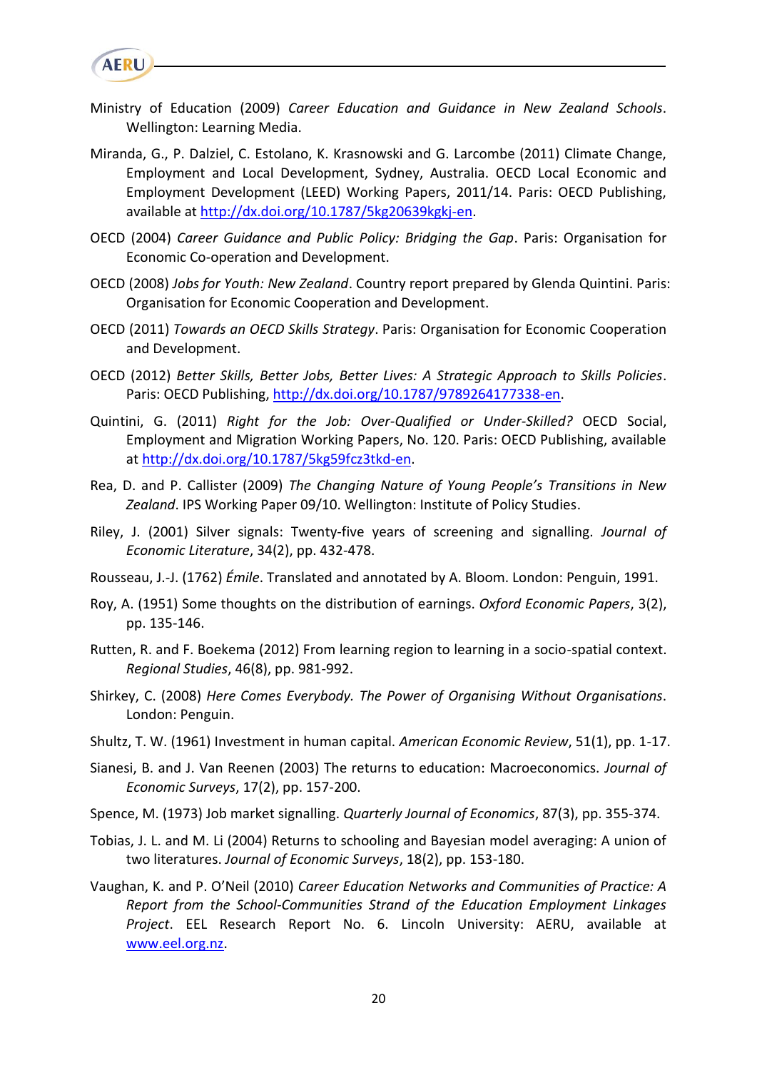Ministry of Education (2009) *Career Education and Guidance in New Zealand Schools*. Wellington: Learning Media.

Miranda, G., P. Dalziel, C. Estolano, K. Krasnowski and G. Larcombe (2011) Climate Change, Employment and Local Development, Sydney, Australia. OECD Local Economic and Employment Development (LEED) Working Papers, 2011/14. Paris: OECD Publishing, available at http://dx.doi.org/10.1787/5kg20639kgkj-en.

OECD (2004) *Career Guidance and Public Policy: Bridging the Gap*. Paris: Organisation for Economic Co-operation and Development.

OECD (2008) *Jobs for Youth: New Zealand*. Country report prepared by Glenda Quintini. Paris: Organisation for Economic Cooperation and Development.

OECD (2011) *Towards an OECD Skills Strategy*. Paris: Organisation for Economic Cooperation and Development.

OECD (2012) *Better Skills, Better Jobs, Better Lives: A Strategic Approach to Skills Policies*. Paris: OECD Publishing, http://dx.doi.org/10.1787/9789264177338-en.

Quintini, G. (2011) *Right for the Job: Over-Qualified or Under-Skilled?* OECD Social, Employment and Migration Working Papers, No. 120. Paris: OECD Publishing, available at http://dx.doi.org/10.1787/5kg59fcz3tkd-en.

Rea, D. and P. Callister (2009) *The Changing Nature of Young People's Transitions in New Zealand*. IPS Working Paper 09/10. Wellington: Institute of Policy Studies.

Riley, J. (2001) Silver signals: Twenty-five years of screening and signalling. *Journal of Economic Literature*, 34(2), pp. 432-478.

Rousseau, J.-J. (1762) *Émile*. Translated and annotated by A. Bloom. London: Penguin, 1991.

Roy, A. (1951) Some thoughts on the distribution of earnings. *Oxford Economic Papers*, 3(2), pp. 135-146.

Rutten, R. and F. Boekema (2012) From learning region to learning in a socio-spatial context. *Regional Studies*, 46(8), pp. 981-992.

Shirkey, C. (2008) *Here Comes Everybody. The Power of Organising Without Organisations*. London: Penguin.

Shultz, T. W. (1961) Investment in human capital. *American Economic Review*, 51(1), pp. 1-17.

Sianesi, B. and J. Van Reenen (2003) The returns to education: Macroeconomics. *Journal of Economic Surveys*, 17(2), pp. 157-200.

Spence, M. (1973) Job market signalling. *Quarterly Journal of Economics*, 87(3), pp. 355-374.

Tobias, J. L. and M. Li (2004) Returns to schooling and Bayesian model averaging: A union of two literatures. *Journal of Economic Surveys*, 18(2), pp. 153-180.

Vaughan, K. and P. O'Neil (2010) *Career Education Networks and Communities of Practice: A Report from the School-Communities Strand of the Education Employment Linkages Project*. EEL Research Report No. 6. Lincoln University: AERU, available at www.eel.org.nz.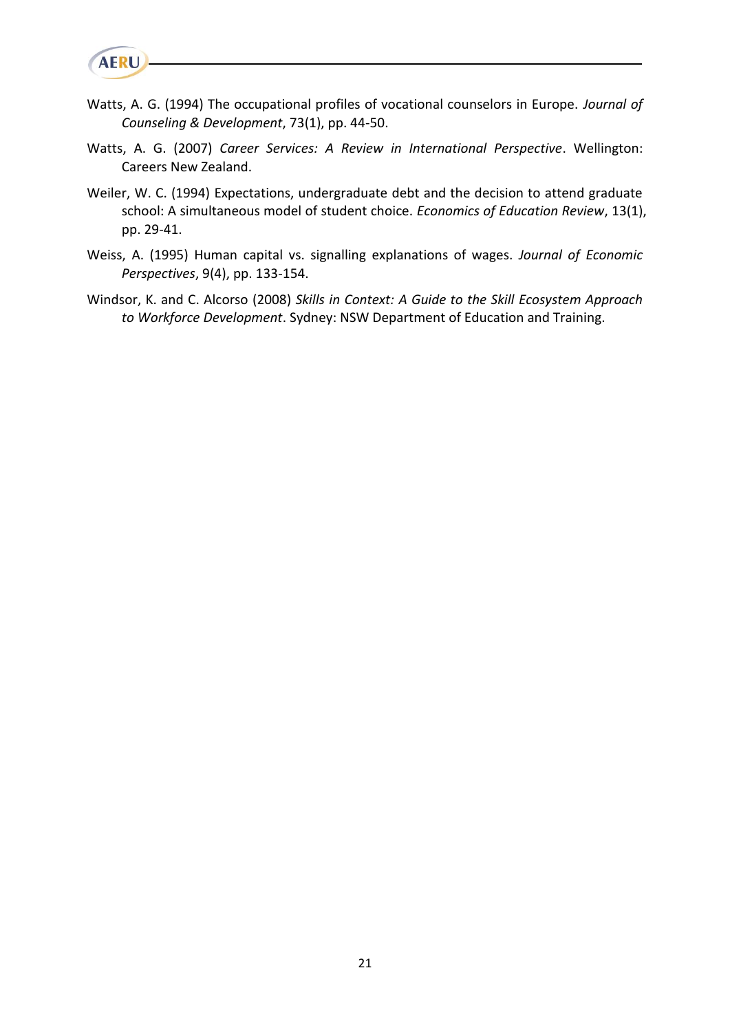Watts, A. G. (1994) The occupational profiles of vocational counselors in Europe. *Journal of Counseling & Development*, 73(1), pp. 44-50.

Watts, A. G. (2007) *Career Services: A Review in International Perspective*. Wellington: Careers New Zealand.

Weiler, W. C. (1994) Expectations, undergraduate debt and the decision to attend graduate school: A simultaneous model of student choice. *Economics of Education Review*, 13(1), pp. 29-41.

Weiss, A. (1995) Human capital vs. signalling explanations of wages. *Journal of Economic Perspectives*, 9(4), pp. 133-154.

Windsor, K. and C. Alcorso (2008) *Skills in Context: A Guide to the Skill Ecosystem Approach to Workforce Development*. Sydney: NSW Department of Education and Training.